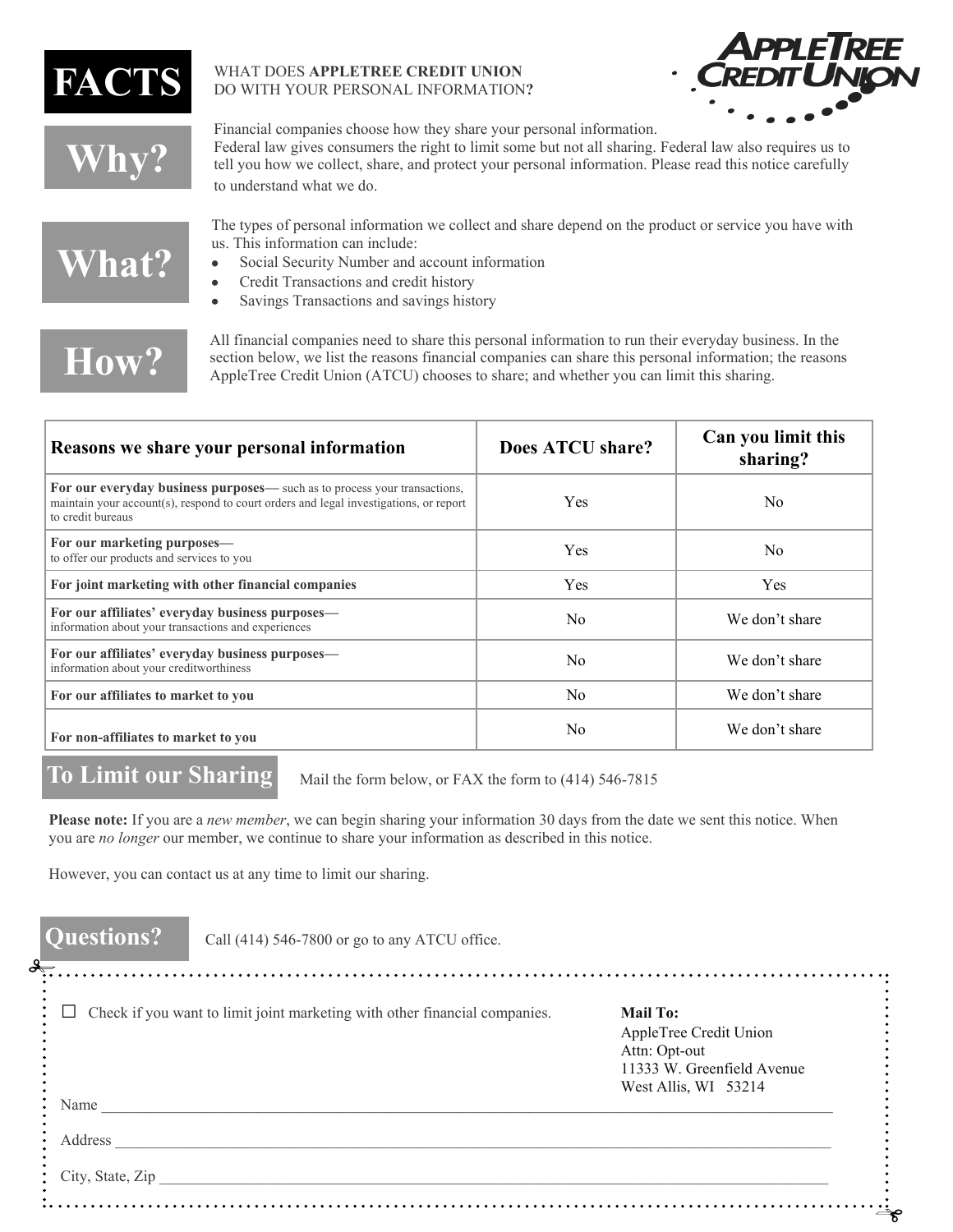# FACTS

WHAT DOES **APPLETREE CREDIT UNION** DO WITH YOUR PERSONAL INFORMATION**?**

AppleTree Credit Union

## Why?

Financial companies choose how they share your personal information. Federal law gives consumers the right to limit some but not all sharing. Federal law also requires us to tell you how we collect, share, and protect your personal information. Please read this notice carefully to understand what we do.

## What?

The types of personal information we collect and share depend on the product or service you have with us. This information can include:

- Social Security Number and account information
- Credit Transactions and credit history
- Savings Transactions and savings history

## How?

All financial companies need to share this personal information to run their everyday business. In the section below, we list the reasons financial companies can share this personal information; the reasons AppleTree Credit Union (ATCU) chooses to share; and whether you can limit this sharing.

| Reasons we share your personal information | Does ATCU share? | Can you limit this sharing? |
|---|---|---|
| **For our everyday business purposes—** such as to process your transactions, maintain your account(s), respond to court orders and legal investigations, or report to credit bureaus | Yes | No |
| **For our marketing purposes—** to offer our products and services to you | Yes | No |
| **For joint marketing with other financial companies** | Yes | Yes |
| **For our affiliates' everyday business purposes—** information about your transactions and experiences | No | We don't share |
| **For our affiliates' everyday business purposes—** information about your creditworthiness | No | We don't share |
| **For our affiliates to market to you** | No | We don't share |
| **For non-affiliates to market to you** | No | We don't share |

## To Limit our Sharing

Mail the form below, or FAX the form to (414) 546-7815

**Please note:** If you are a *new member*, we can begin sharing your information 30 days from the date we sent this notice. When you are *no longer* our member, we continue to share your information as described in this notice.

However, you can contact us at any time to limit our sharing.

## Questions?

Call (414) 546-7800 or go to any ATCU office.

---

☐ Check if you want to limit joint marketing with other financial companies.

**Mail To:**
AppleTree Credit Union
Attn: Opt-out
11333 W. Greenfield Avenue
West Allis, WI 53214

Name ____________________

Address ____________________

City, State, Zip ____________________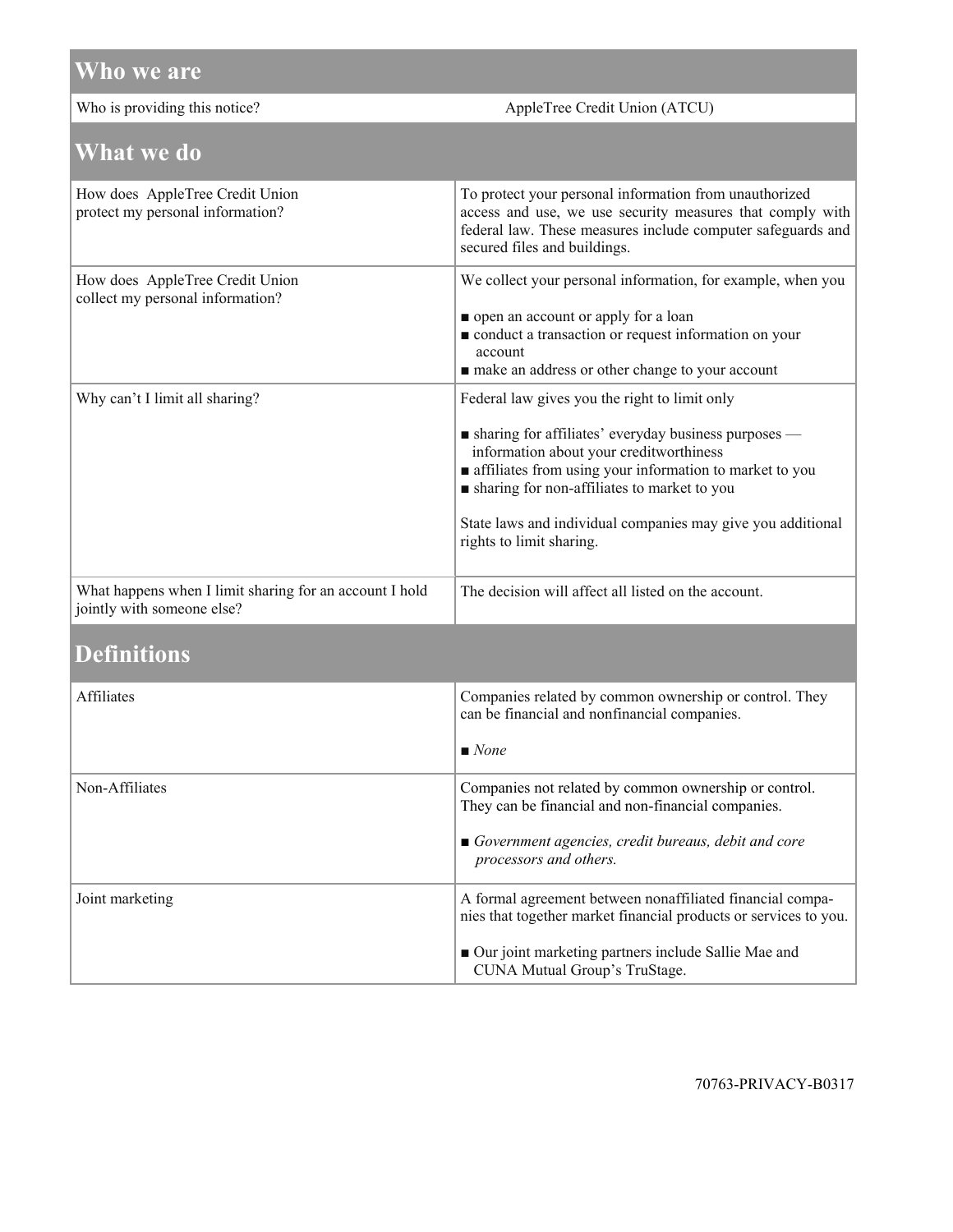## Who we are

| | |
|---|---|
| Who is providing this notice? | AppleTree Credit Union (ATCU) |

## What we do

| | |
|---|---|
| How does AppleTree Credit Union protect my personal information? | To protect your personal information from unauthorized access and use, we use security measures that comply with federal law. These measures include computer safeguards and secured files and buildings. |
| How does AppleTree Credit Union collect my personal information? | We collect your personal information, for example, when you<br>■ open an account or apply for a loan<br>■ conduct a transaction or request information on your account<br>■ make an address or other change to your account |
| Why can't I limit all sharing? | Federal law gives you the right to limit only<br>■ sharing for affiliates' everyday business purposes — information about your creditworthiness<br>■ affiliates from using your information to market to you<br>■ sharing for non-affiliates to market to you<br>State laws and individual companies may give you additional rights to limit sharing. |
| What happens when I limit sharing for an account I hold jointly with someone else? | The decision will affect all listed on the account. |

## Definitions

| | |
|---|---|
| Affiliates | Companies related by common ownership or control. They can be financial and nonfinancial companies.<br>■ *None* |
| Non-Affiliates | Companies not related by common ownership or control. They can be financial and non-financial companies.<br>■ *Government agencies, credit bureaus, debit and core processors and others.* |
| Joint marketing | A formal agreement between nonaffiliated financial companies that together market financial products or services to you.<br>■ Our joint marketing partners include Sallie Mae and CUNA Mutual Group's TruStage. |

70763-PRIVACY-B0317